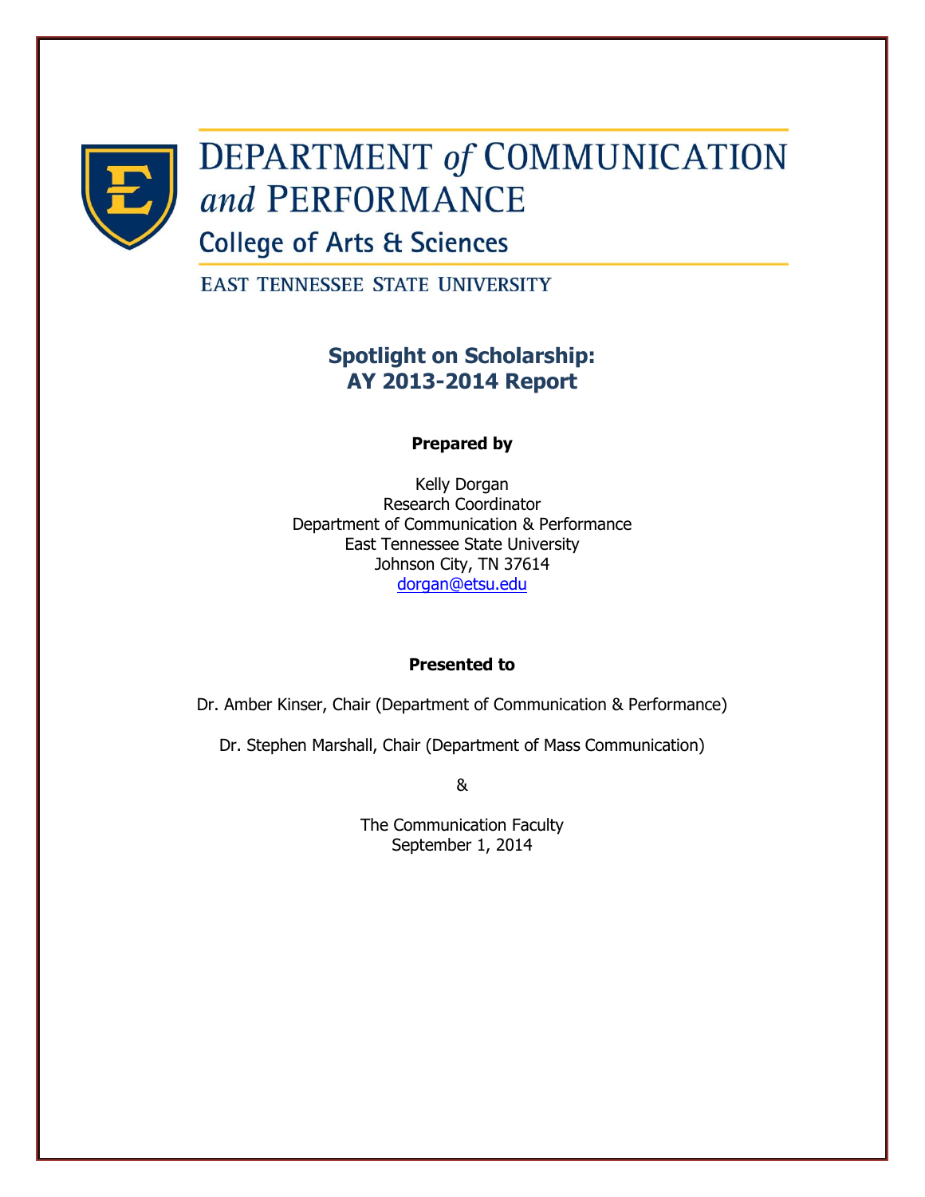# DEPARTMENT *of* COMMUNICATION *and* PERFORMANCE

College of Arts & Sciences

EAST TENNESSEE STATE UNIVERSITY

## Spotlight on Scholarship: AY 2013-2014 Report

**Prepared by**

Kelly Dorgan
Research Coordinator
Department of Communication & Performance
East Tennessee State University
Johnson City, TN 37614
dorgan@etsu.edu

**Presented to**

Dr. Amber Kinser, Chair (Department of Communication & Performance)

Dr. Stephen Marshall, Chair (Department of Mass Communication)

&

The Communication Faculty
September 1, 2014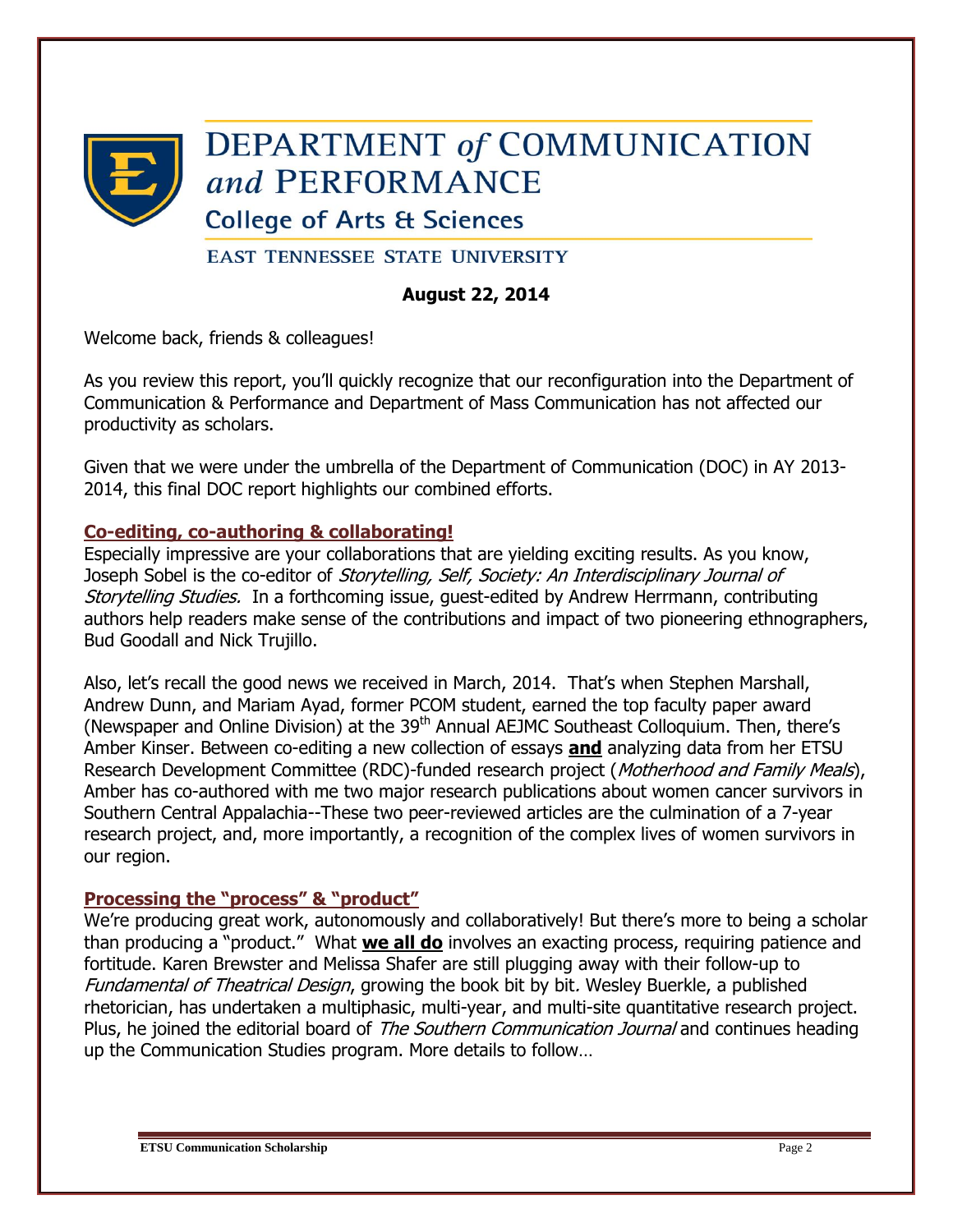# DEPARTMENT *of* COMMUNICATION *and* PERFORMANCE

## College of Arts & Sciences

EAST TENNESSEE STATE UNIVERSITY

**August 22, 2014**

Welcome back, friends & colleagues!

As you review this report, you'll quickly recognize that our reconfiguration into the Department of Communication & Performance and Department of Mass Communication has not affected our productivity as scholars.

Given that we were under the umbrella of the Department of Communication (DOC) in AY 2013-2014, this final DOC report highlights our combined efforts.

### Co-editing, co-authoring & collaborating!

Especially impressive are your collaborations that are yielding exciting results. As you know, Joseph Sobel is the co-editor of *Storytelling, Self, Society: An Interdisciplinary Journal of Storytelling Studies.* In a forthcoming issue, guest-edited by Andrew Herrmann, contributing authors help readers make sense of the contributions and impact of two pioneering ethnographers, Bud Goodall and Nick Trujillo.

Also, let's recall the good news we received in March, 2014. That's when Stephen Marshall, Andrew Dunn, and Mariam Ayad, former PCOM student, earned the top faculty paper award (Newspaper and Online Division) at the 39th Annual AEJMC Southeast Colloquium. Then, there's Amber Kinser. Between co-editing a new collection of essays **and** analyzing data from her ETSU Research Development Committee (RDC)-funded research project (*Motherhood and Family Meals*), Amber has co-authored with me two major research publications about women cancer survivors in Southern Central Appalachia--These two peer-reviewed articles are the culmination of a 7-year research project, and, more importantly, a recognition of the complex lives of women survivors in our region.

### Processing the "process" & "product"

We're producing great work, autonomously and collaboratively! But there's more to being a scholar than producing a "product." What **we all do** involves an exacting process, requiring patience and fortitude. Karen Brewster and Melissa Shafer are still plugging away with their follow-up to *Fundamental of Theatrical Design*, growing the book bit by bit. Wesley Buerkle, a published rhetorician, has undertaken a multiphasic, multi-year, and multi-site quantitative research project. Plus, he joined the editorial board of *The Southern Communication Journal* and continues heading up the Communication Studies program. More details to follow…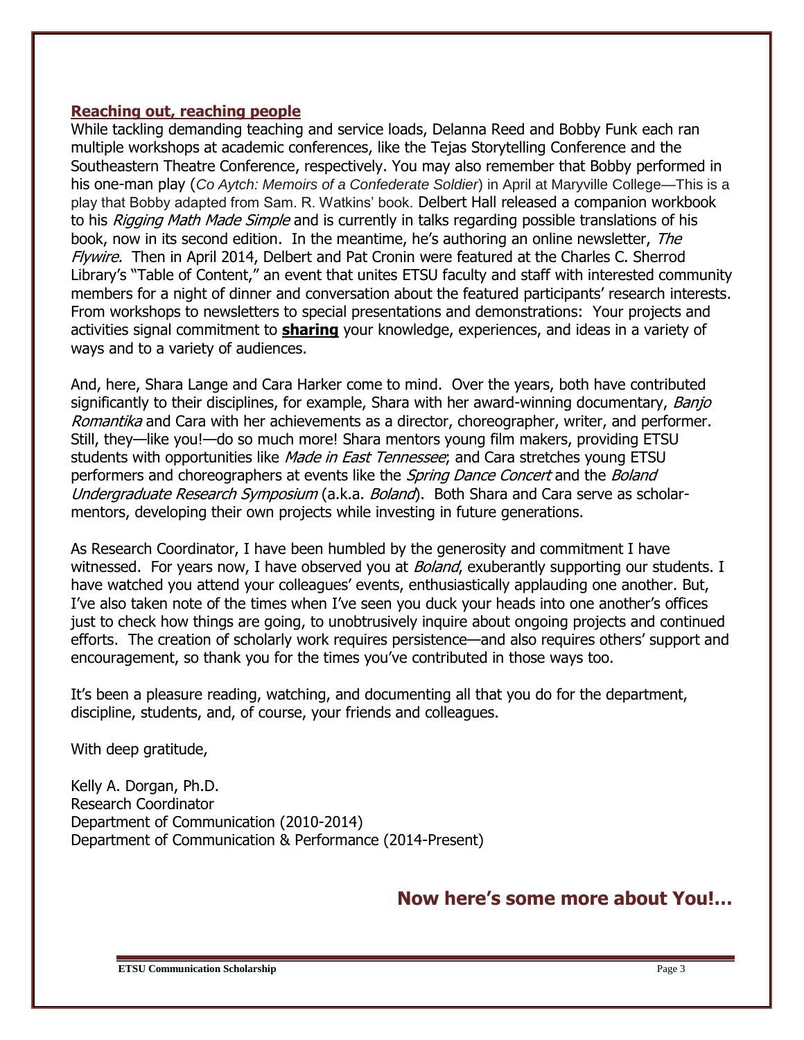## Reaching out, reaching people

While tackling demanding teaching and service loads, Delanna Reed and Bobby Funk each ran multiple workshops at academic conferences, like the Tejas Storytelling Conference and the Southeastern Theatre Conference, respectively. You may also remember that Bobby performed in his one-man play (*Co Aytch: Memoirs of a Confederate Soldier*) in April at Maryville College—This is a play that Bobby adapted from Sam. R. Watkins' book. Delbert Hall released a companion workbook to his *Rigging Math Made Simple* and is currently in talks regarding possible translations of his book, now in its second edition. In the meantime, he's authoring an online newsletter, *The Flywire.* Then in April 2014, Delbert and Pat Cronin were featured at the Charles C. Sherrod Library's "Table of Content," an event that unites ETSU faculty and staff with interested community members for a night of dinner and conversation about the featured participants' research interests. From workshops to newsletters to special presentations and demonstrations: Your projects and activities signal commitment to **sharing** your knowledge, experiences, and ideas in a variety of ways and to a variety of audiences.

And, here, Shara Lange and Cara Harker come to mind. Over the years, both have contributed significantly to their disciplines, for example, Shara with her award-winning documentary, *Banjo Romantika* and Cara with her achievements as a director, choreographer, writer, and performer. Still, they—like you!—do so much more! Shara mentors young film makers, providing ETSU students with opportunities like *Made in East Tennessee*; and Cara stretches young ETSU performers and choreographers at events like the *Spring Dance Concert* and the *Boland Undergraduate Research Symposium* (a.k.a. *Boland*). Both Shara and Cara serve as scholar-mentors, developing their own projects while investing in future generations.

As Research Coordinator, I have been humbled by the generosity and commitment I have witnessed. For years now, I have observed you at *Boland*, exuberantly supporting our students. I have watched you attend your colleagues' events, enthusiastically applauding one another. But, I've also taken note of the times when I've seen you duck your heads into one another's offices just to check how things are going, to unobtrusively inquire about ongoing projects and continued efforts. The creation of scholarly work requires persistence—and also requires others' support and encouragement, so thank you for the times you've contributed in those ways too.

It's been a pleasure reading, watching, and documenting all that you do for the department, discipline, students, and, of course, your friends and colleagues.

With deep gratitude,

Kelly A. Dorgan, Ph.D.
Research Coordinator
Department of Communication (2010-2014)
Department of Communication & Performance (2014-Present)

**Now here's some more about You!...**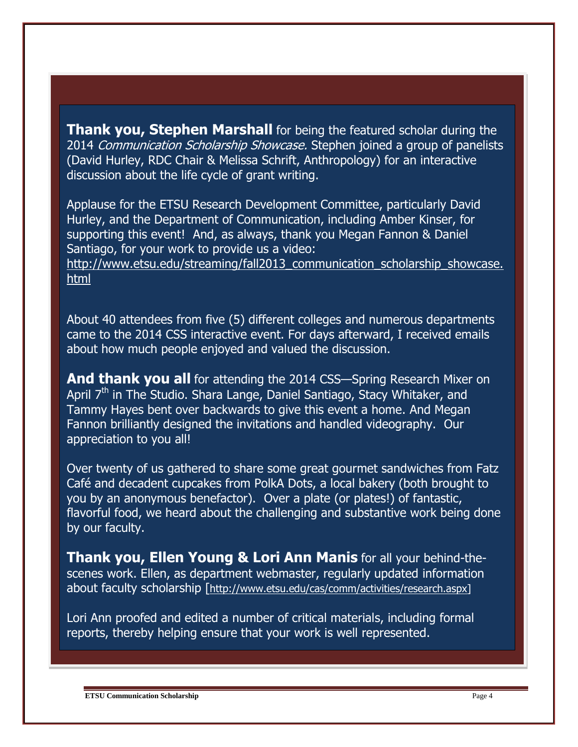**Thank you, Stephen Marshall** for being the featured scholar during the 2014 *Communication Scholarship Showcase.* Stephen joined a group of panelists (David Hurley, RDC Chair & Melissa Schrift, Anthropology) for an interactive discussion about the life cycle of grant writing.

Applause for the ETSU Research Development Committee, particularly David Hurley, and the Department of Communication, including Amber Kinser, for supporting this event! And, as always, thank you Megan Fannon & Daniel Santiago, for your work to provide us a video: http://www.etsu.edu/streaming/fall2013_communication_scholarship_showcase.html

About 40 attendees from five (5) different colleges and numerous departments came to the 2014 CSS interactive event. For days afterward, I received emails about how much people enjoyed and valued the discussion.

**And thank you all** for attending the 2014 CSS—Spring Research Mixer on April 7th in The Studio. Shara Lange, Daniel Santiago, Stacy Whitaker, and Tammy Hayes bent over backwards to give this event a home. And Megan Fannon brilliantly designed the invitations and handled videography. Our appreciation to you all!

Over twenty of us gathered to share some great gourmet sandwiches from Fatz Café and decadent cupcakes from PolkA Dots, a local bakery (both brought to you by an anonymous benefactor). Over a plate (or plates!) of fantastic, flavorful food, we heard about the challenging and substantive work being done by our faculty.

**Thank you, Ellen Young & Lori Ann Manis** for all your behind-the-scenes work. Ellen, as department webmaster, regularly updated information about faculty scholarship [http://www.etsu.edu/cas/comm/activities/research.aspx]

Lori Ann proofed and edited a number of critical materials, including formal reports, thereby helping ensure that your work is well represented.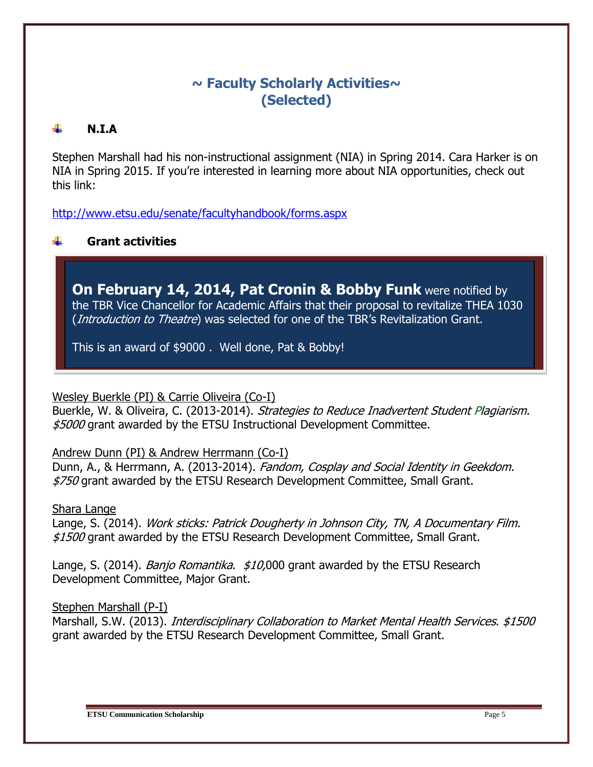# ~ Faculty Scholarly Activities~ (Selected)

## N.I.A

Stephen Marshall had his non-instructional assignment (NIA) in Spring 2014. Cara Harker is on NIA in Spring 2015. If you're interested in learning more about NIA opportunities, check out this link:

http://www.etsu.edu/senate/facultyhandbook/forms.aspx

## Grant activities

**On February 14, 2014, Pat Cronin & Bobby Funk** were notified by the TBR Vice Chancellor for Academic Affairs that their proposal to revitalize THEA 1030 (*Introduction to Theatre*) was selected for one of the TBR's Revitalization Grant.

This is an award of $9000 . Well done, Pat & Bobby!

Wesley Buerkle (PI) & Carrie Oliveira (Co-I)
Buerkle, W. & Oliveira, C. (2013-2014). *Strategies to Reduce Inadvertent Student Plagiarism. $5000* grant awarded by the ETSU Instructional Development Committee.

Andrew Dunn (PI) & Andrew Herrmann (Co-I)
Dunn, A., & Herrmann, A. (2013-2014). *Fandom, Cosplay and Social Identity in Geekdom. $750* grant awarded by the ETSU Research Development Committee, Small Grant.

Shara Lange
Lange, S. (2014). *Work sticks: Patrick Dougherty in Johnson City, TN, A Documentary Film. $1500* grant awarded by the ETSU Research Development Committee, Small Grant.

Lange, S. (2014). *Banjo Romantika*. *$10,*000 grant awarded by the ETSU Research Development Committee, Major Grant.

Stephen Marshall (P-I)
Marshall, S.W. (2013). *Interdisciplinary Collaboration to Market Mental Health Services*. *$1500* grant awarded by the ETSU Research Development Committee, Small Grant.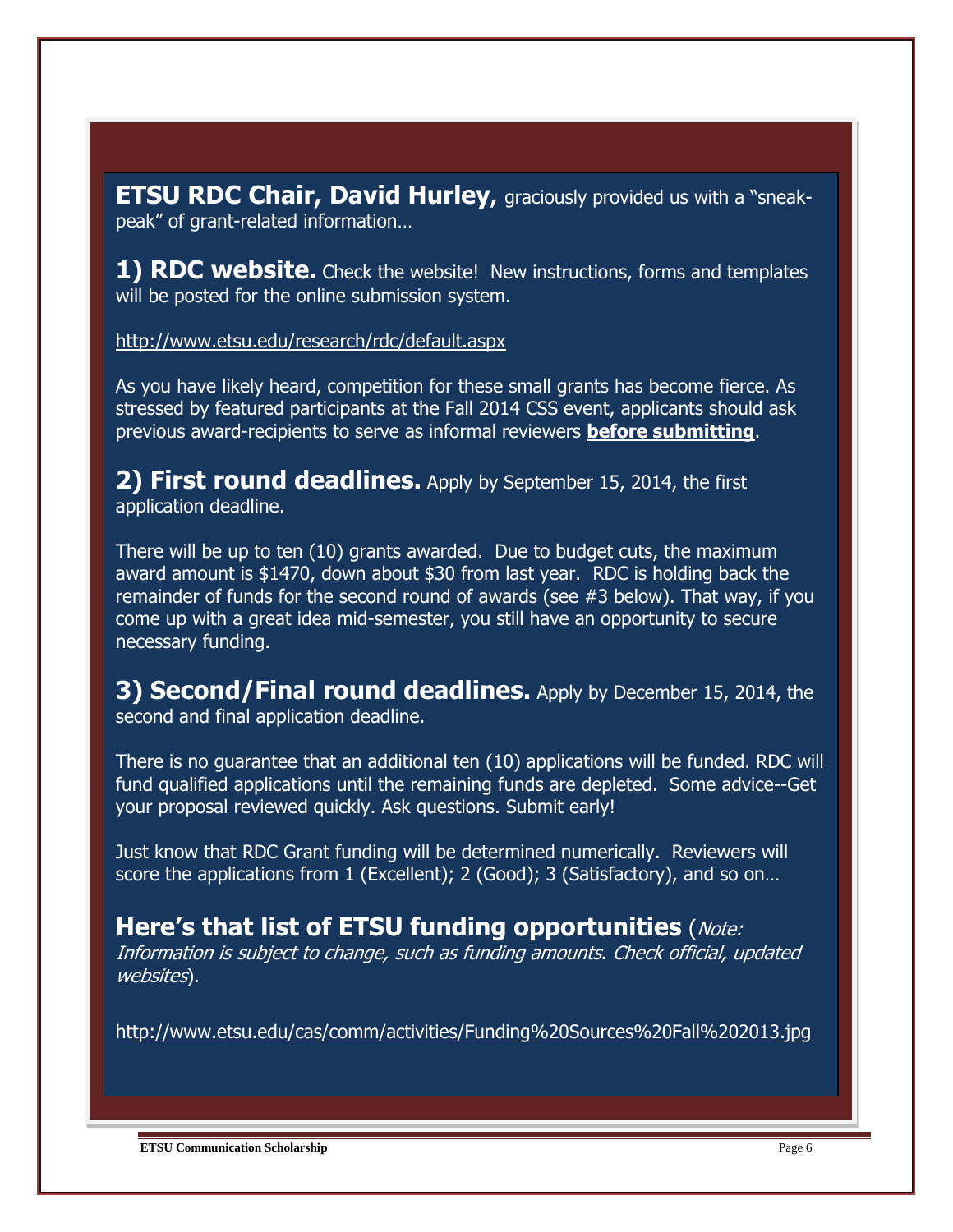**ETSU RDC Chair, David Hurley,** graciously provided us with a "sneak-peak" of grant-related information…

**1) RDC website.** Check the website! New instructions, forms and templates will be posted for the online submission system.

http://www.etsu.edu/research/rdc/default.aspx

As you have likely heard, competition for these small grants has become fierce. As stressed by featured participants at the Fall 2014 CSS event, applicants should ask previous award-recipients to serve as informal reviewers **before submitting**.

**2) First round deadlines.** Apply by September 15, 2014, the first application deadline.

There will be up to ten (10) grants awarded. Due to budget cuts, the maximum award amount is $1470, down about $30 from last year. RDC is holding back the remainder of funds for the second round of awards (see #3 below). That way, if you come up with a great idea mid-semester, you still have an opportunity to secure necessary funding.

**3) Second/Final round deadlines.** Apply by December 15, 2014, the second and final application deadline.

There is no guarantee that an additional ten (10) applications will be funded. RDC will fund qualified applications until the remaining funds are depleted. Some advice--Get your proposal reviewed quickly. Ask questions. Submit early!

Just know that RDC Grant funding will be determined numerically. Reviewers will score the applications from 1 (Excellent); 2 (Good); 3 (Satisfactory), and so on…

**Here's that list of ETSU funding opportunities** (*Note: Information is subject to change, such as funding amounts. Check official, updated websites*).

http://www.etsu.edu/cas/comm/activities/Funding%20Sources%20Fall%202013.jpg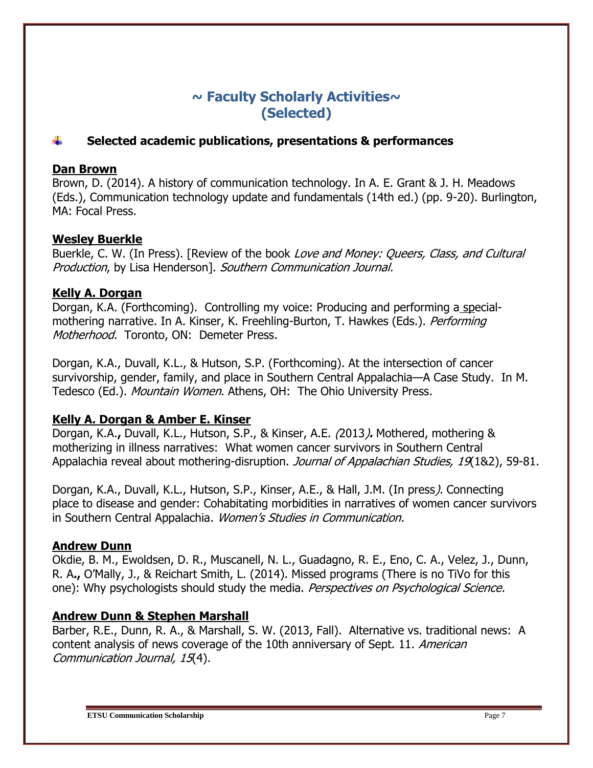# ~ Faculty Scholarly Activities~
# (Selected)

## Selected academic publications, presentations & performances

**Dan Brown**

Brown, D. (2014). A history of communication technology. In A. E. Grant & J. H. Meadows (Eds.), Communication technology update and fundamentals (14th ed.) (pp. 9-20). Burlington, MA: Focal Press.

**Wesley Buerkle**

Buerkle, C. W. (In Press). [Review of the book *Love and Money: Queers, Class, and Cultural Production*, by Lisa Henderson]. *Southern Communication Journal.*

**Kelly A. Dorgan**

Dorgan, K.A. (Forthcoming). Controlling my voice: Producing and performing a special-mothering narrative. In A. Kinser, K. Freehling-Burton, T. Hawkes (Eds.). *Performing Motherhood.* Toronto, ON: Demeter Press.

Dorgan, K.A., Duvall, K.L., & Hutson, S.P. (Forthcoming). At the intersection of cancer survivorship, gender, family, and place in Southern Central Appalachia—A Case Study. In M. Tedesco (Ed.). *Mountain Women*. Athens, OH: The Ohio University Press.

**Kelly A. Dorgan & Amber E. Kinser**

Dorgan, K.A., Duvall, K.L., Hutson, S.P., & Kinser, A.E. (2013). Mothered, mothering & motherizing in illness narratives: What women cancer survivors in Southern Central Appalachia reveal about mothering-disruption. *Journal of Appalachian Studies, 19*(1&2), 59-81.

Dorgan, K.A., Duvall, K.L., Hutson, S.P., Kinser, A.E., & Hall, J.M. (In press). Connecting place to disease and gender: Cohabitating morbidities in narratives of women cancer survivors in Southern Central Appalachia. *Women's Studies in Communication.*

**Andrew Dunn**

Okdie, B. M., Ewoldsen, D. R., Muscanell, N. L., Guadagno, R. E., Eno, C. A., Velez, J., Dunn, R. A., O'Mally, J., & Reichart Smith, L. (2014). Missed programs (There is no TiVo for this one): Why psychologists should study the media. *Perspectives on Psychological Science.*

**Andrew Dunn & Stephen Marshall**

Barber, R.E., Dunn, R. A., & Marshall, S. W. (2013, Fall). Alternative vs. traditional news: A content analysis of news coverage of the 10th anniversary of Sept. 11. *American Communication Journal, 15*(4).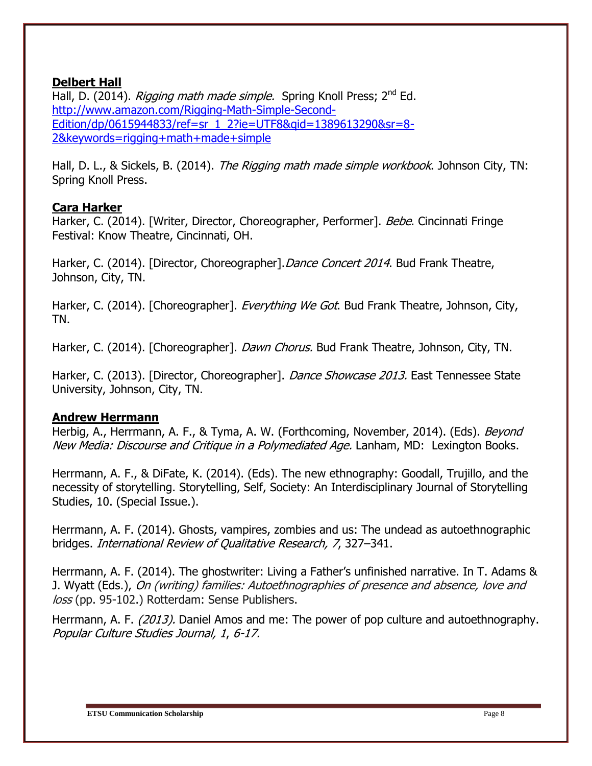**Delbert Hall**

Hall, D. (2014). *Rigging math made simple.* Spring Knoll Press; 2nd Ed. http://www.amazon.com/Rigging-Math-Simple-Second-Edition/dp/0615944833/ref=sr_1_2?ie=UTF8&qid=1389613290&sr=8-2&keywords=rigging+math+made+simple

Hall, D. L., & Sickels, B. (2014). *The Rigging math made simple workbook*. Johnson City, TN: Spring Knoll Press.

**Cara Harker**

Harker, C. (2014). [Writer, Director, Choreographer, Performer]. *Bebe*. Cincinnati Fringe Festival: Know Theatre, Cincinnati, OH.

Harker, C. (2014). [Director, Choreographer].*Dance Concert 2014*. Bud Frank Theatre, Johnson, City, TN.

Harker, C. (2014). [Choreographer]. *Everything We Got*. Bud Frank Theatre, Johnson, City, TN.

Harker, C. (2014). [Choreographer]. *Dawn Chorus.* Bud Frank Theatre, Johnson, City, TN.

Harker, C. (2013). [Director, Choreographer]. *Dance Showcase 2013.* East Tennessee State University, Johnson, City, TN.

**Andrew Herrmann**

Herbig, A., Herrmann, A. F., & Tyma, A. W. (Forthcoming, November, 2014). (Eds). *Beyond New Media: Discourse and Critique in a Polymediated Age.* Lanham, MD: Lexington Books.

Herrmann, A. F., & DiFate, K. (2014). (Eds). The new ethnography: Goodall, Trujillo, and the necessity of storytelling. Storytelling, Self, Society: An Interdisciplinary Journal of Storytelling Studies, 10. (Special Issue.).

Herrmann, A. F. (2014). Ghosts, vampires, zombies and us: The undead as autoethnographic bridges. *International Review of Qualitative Research, 7*, 327–341.

Herrmann, A. F. (2014). The ghostwriter: Living a Father's unfinished narrative. In T. Adams & J. Wyatt (Eds.), *On (writing) families: Autoethnographies of presence and absence, love and loss* (pp. 95-102.) Rotterdam: Sense Publishers.

Herrmann, A. F. *(2013).* Daniel Amos and me: The power of pop culture and autoethnography. *Popular Culture Studies Journal, 1*, *6-17.*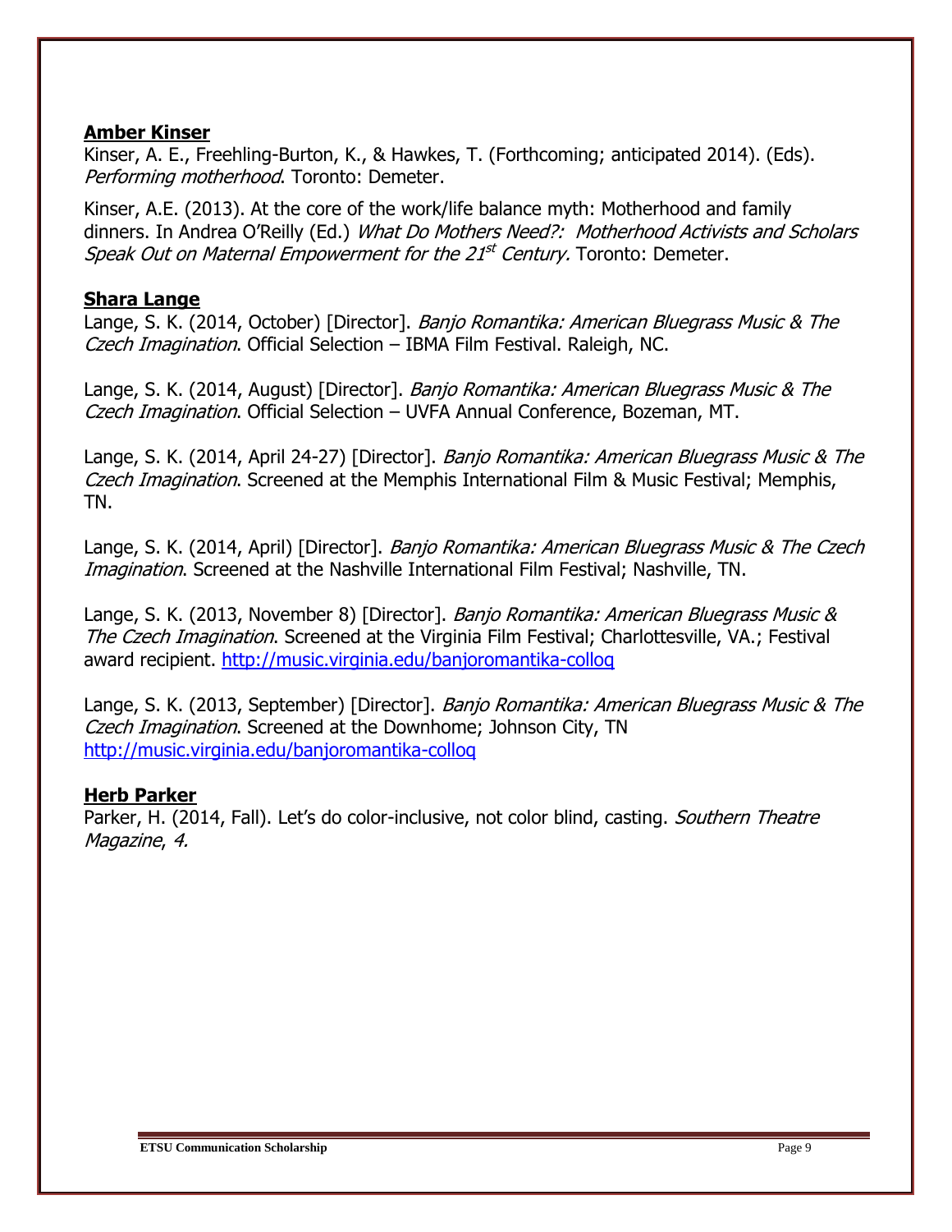**Amber Kinser**

Kinser, A. E., Freehling-Burton, K., & Hawkes, T. (Forthcoming; anticipated 2014). (Eds). *Performing motherhood*. Toronto: Demeter.

Kinser, A.E. (2013). At the core of the work/life balance myth: Motherhood and family dinners. In Andrea O'Reilly (Ed.) *What Do Mothers Need?: Motherhood Activists and Scholars Speak Out on Maternal Empowerment for the 21st Century.* Toronto: Demeter.

**Shara Lange**

Lange, S. K. (2014, October) [Director]. *Banjo Romantika: American Bluegrass Music & The Czech Imagination*. Official Selection – IBMA Film Festival. Raleigh, NC.

Lange, S. K. (2014, August) [Director]. *Banjo Romantika: American Bluegrass Music & The Czech Imagination*. Official Selection – UVFA Annual Conference, Bozeman, MT.

Lange, S. K. (2014, April 24-27) [Director]. *Banjo Romantika: American Bluegrass Music & The Czech Imagination*. Screened at the Memphis International Film & Music Festival; Memphis, TN.

Lange, S. K. (2014, April) [Director]. *Banjo Romantika: American Bluegrass Music & The Czech Imagination*. Screened at the Nashville International Film Festival; Nashville, TN.

Lange, S. K. (2013, November 8) [Director]. *Banjo Romantika: American Bluegrass Music & The Czech Imagination*. Screened at the Virginia Film Festival; Charlottesville, VA.; Festival award recipient. http://music.virginia.edu/banjoromantika-colloq

Lange, S. K. (2013, September) [Director]. *Banjo Romantika: American Bluegrass Music & The Czech Imagination*. Screened at the Downhome; Johnson City, TN http://music.virginia.edu/banjoromantika-colloq

**Herb Parker**

Parker, H. (2014, Fall). Let's do color-inclusive, not color blind, casting. *Southern Theatre Magazine*, *4.*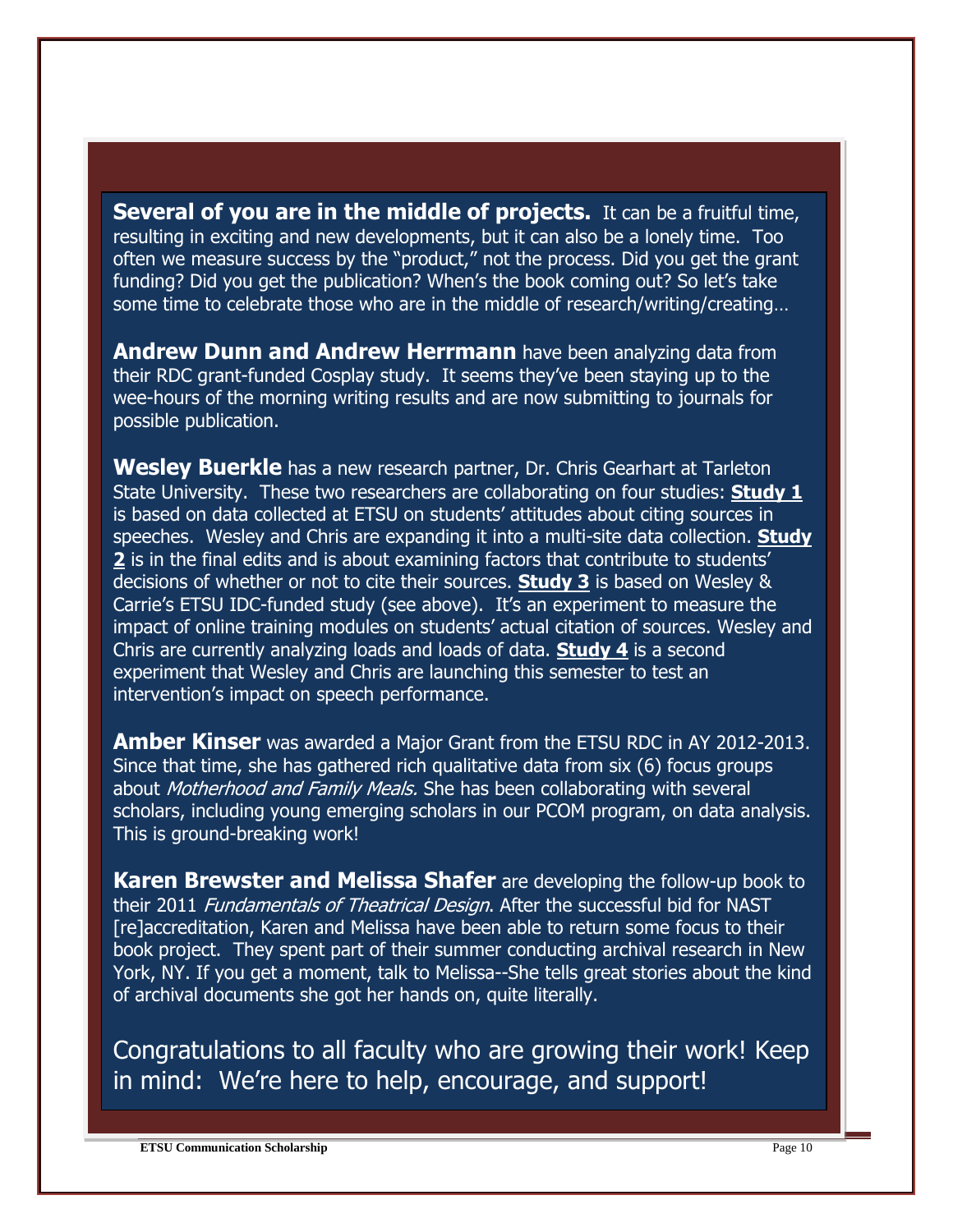**Several of you are in the middle of projects.** It can be a fruitful time, resulting in exciting and new developments, but it can also be a lonely time. Too often we measure success by the "product," not the process. Did you get the grant funding? Did you get the publication? When's the book coming out? So let's take some time to celebrate those who are in the middle of research/writing/creating…

**Andrew Dunn and Andrew Herrmann** have been analyzing data from their RDC grant-funded Cosplay study. It seems they've been staying up to the wee-hours of the morning writing results and are now submitting to journals for possible publication.

**Wesley Buerkle** has a new research partner, Dr. Chris Gearhart at Tarleton State University. These two researchers are collaborating on four studies: **Study 1** is based on data collected at ETSU on students' attitudes about citing sources in speeches. Wesley and Chris are expanding it into a multi-site data collection. **Study 2** is in the final edits and is about examining factors that contribute to students' decisions of whether or not to cite their sources. **Study 3** is based on Wesley & Carrie's ETSU IDC-funded study (see above). It's an experiment to measure the impact of online training modules on students' actual citation of sources. Wesley and Chris are currently analyzing loads and loads of data. **Study 4** is a second experiment that Wesley and Chris are launching this semester to test an intervention's impact on speech performance.

**Amber Kinser** was awarded a Major Grant from the ETSU RDC in AY 2012-2013. Since that time, she has gathered rich qualitative data from six (6) focus groups about *Motherhood and Family Meals.* She has been collaborating with several scholars, including young emerging scholars in our PCOM program, on data analysis. This is ground-breaking work!

**Karen Brewster and Melissa Shafer** are developing the follow-up book to their 2011 *Fundamentals of Theatrical Design*. After the successful bid for NAST [re]accreditation, Karen and Melissa have been able to return some focus to their book project. They spent part of their summer conducting archival research in New York, NY. If you get a moment, talk to Melissa--She tells great stories about the kind of archival documents she got her hands on, quite literally.

Congratulations to all faculty who are growing their work! Keep in mind: We're here to help, encourage, and support!